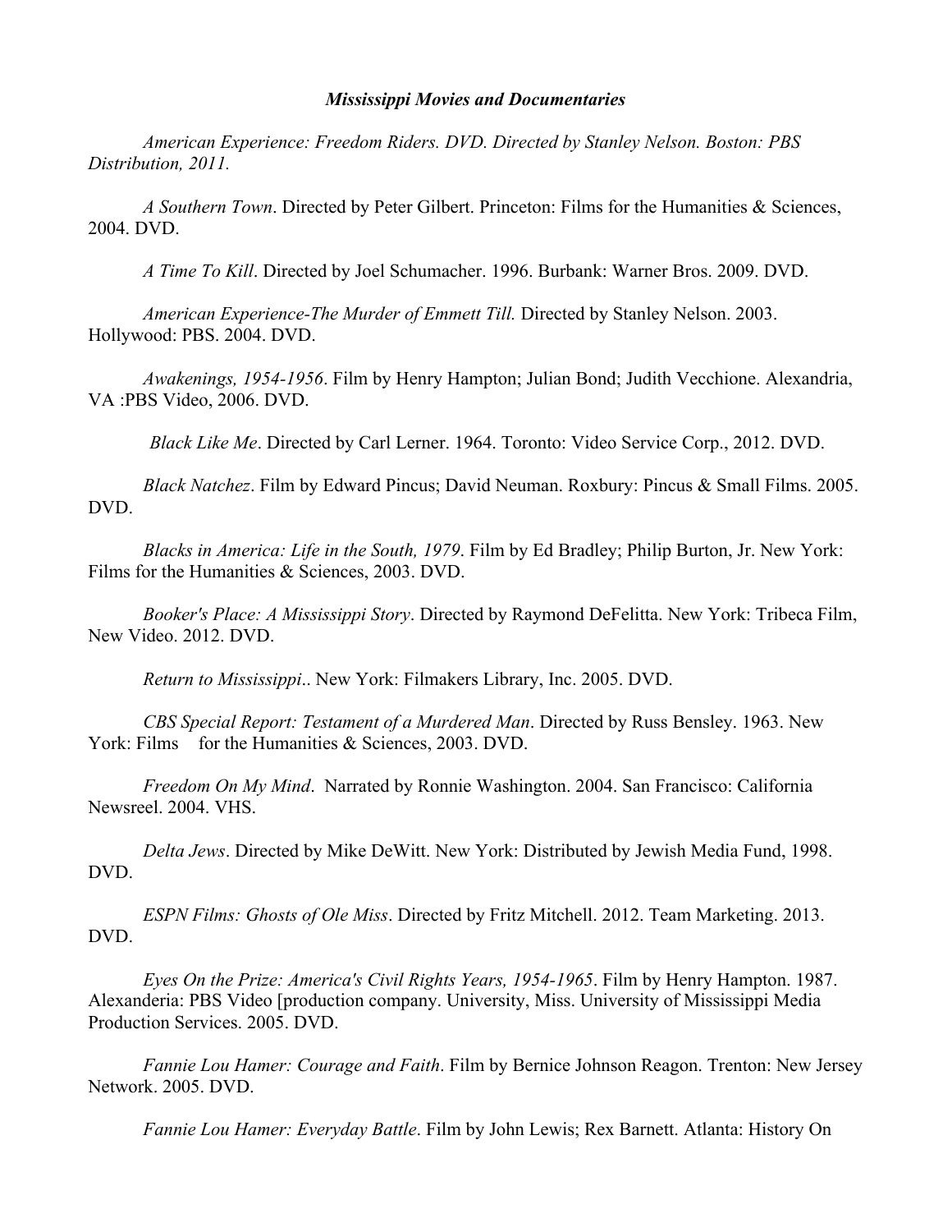***Mississippi Movies and Documentaries***

*American Experience: Freedom Riders. DVD. Directed by Stanley Nelson. Boston: PBS Distribution, 2011.*

*A Southern Town*. Directed by Peter Gilbert. Princeton: Films for the Humanities & Sciences, 2004. DVD.

*A Time To Kill*. Directed by Joel Schumacher. 1996. Burbank: Warner Bros. 2009. DVD.

*American Experience-The Murder of Emmett Till.* Directed by Stanley Nelson. 2003. Hollywood: PBS. 2004. DVD.

*Awakenings, 1954-1956*. Film by Henry Hampton; Julian Bond; Judith Vecchione. Alexandria, VA :PBS Video, 2006. DVD.

*Black Like Me*. Directed by Carl Lerner. 1964. Toronto: Video Service Corp., 2012. DVD.

*Black Natchez*. Film by Edward Pincus; David Neuman. Roxbury: Pincus & Small Films. 2005. DVD.

*Blacks in America: Life in the South, 1979*. Film by Ed Bradley; Philip Burton, Jr. New York: Films for the Humanities & Sciences, 2003. DVD.

*Booker's Place: A Mississippi Story*. Directed by Raymond DeFelitta. New York: Tribeca Film, New Video. 2012. DVD.

*Return to Mississippi*.. New York: Filmakers Library, Inc. 2005. DVD.

*CBS Special Report: Testament of a Murdered Man*. Directed by Russ Bensley. 1963. New York: Films for the Humanities & Sciences, 2003. DVD.

*Freedom On My Mind*. Narrated by Ronnie Washington. 2004. San Francisco: California Newsreel. 2004. VHS.

*Delta Jews*. Directed by Mike DeWitt. New York: Distributed by Jewish Media Fund, 1998. DVD.

*ESPN Films: Ghosts of Ole Miss*. Directed by Fritz Mitchell. 2012. Team Marketing. 2013. DVD.

*Eyes On the Prize: America's Civil Rights Years, 1954-1965*. Film by Henry Hampton. 1987. Alexanderia: PBS Video [production company. University, Miss. University of Mississippi Media Production Services. 2005. DVD.

*Fannie Lou Hamer: Courage and Faith*. Film by Bernice Johnson Reagon. Trenton: New Jersey Network. 2005. DVD.

*Fannie Lou Hamer: Everyday Battle*. Film by John Lewis; Rex Barnett. Atlanta: History On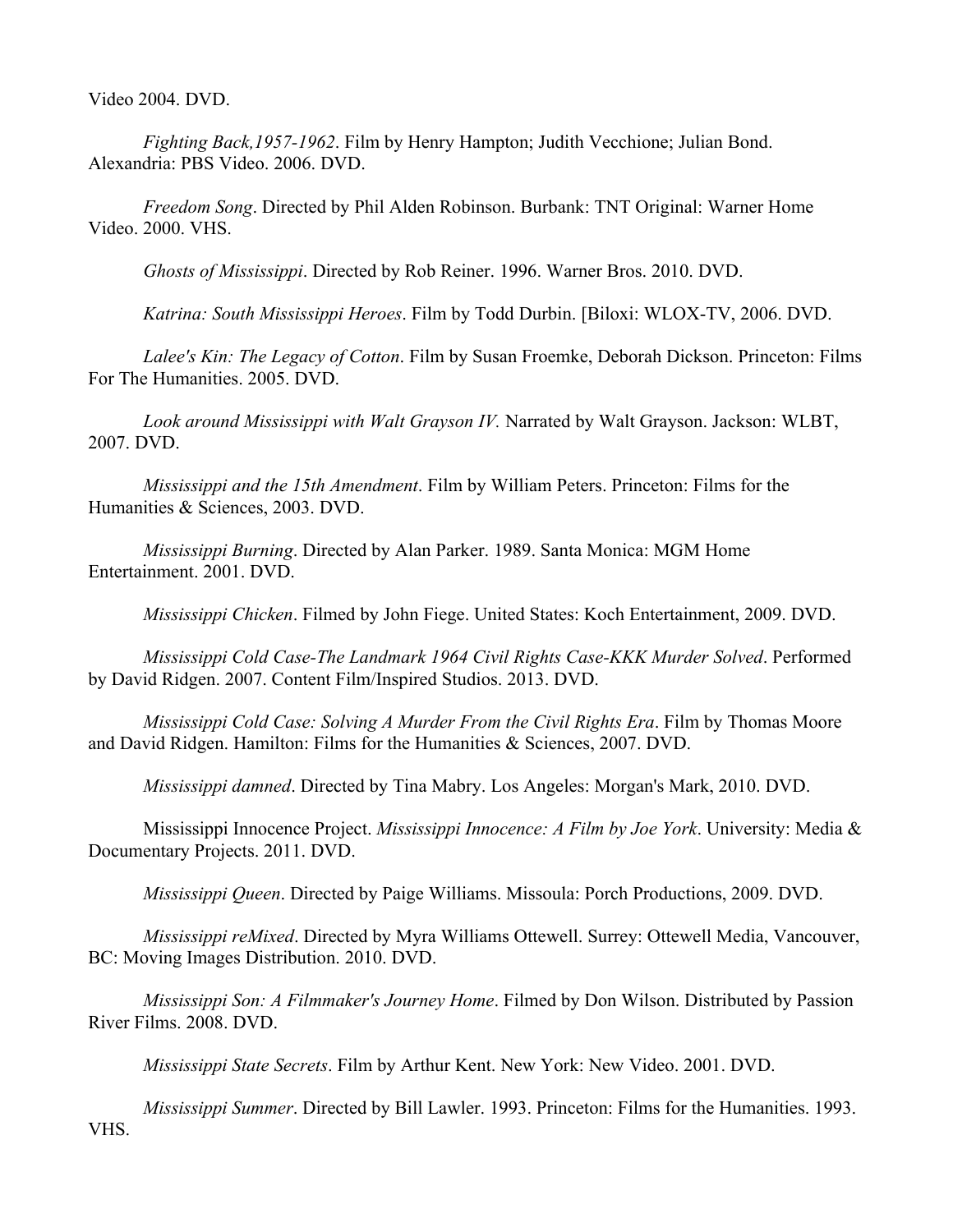Video 2004. DVD.

*Fighting Back,1957-1962*. Film by Henry Hampton; Judith Vecchione; Julian Bond. Alexandria: PBS Video. 2006. DVD.

*Freedom Song*. Directed by Phil Alden Robinson. Burbank: TNT Original: Warner Home Video. 2000. VHS.

*Ghosts of Mississippi*. Directed by Rob Reiner. 1996. Warner Bros. 2010. DVD.

*Katrina: South Mississippi Heroes*. Film by Todd Durbin. [Biloxi: WLOX-TV, 2006. DVD.

*Lalee's Kin: The Legacy of Cotton*. Film by Susan Froemke, Deborah Dickson. Princeton: Films For The Humanities. 2005. DVD.

*Look around Mississippi with Walt Grayson IV.* Narrated by Walt Grayson. Jackson: WLBT, 2007. DVD.

*Mississippi and the 15th Amendment*. Film by William Peters. Princeton: Films for the Humanities & Sciences, 2003. DVD.

*Mississippi Burning*. Directed by Alan Parker. 1989. Santa Monica: MGM Home Entertainment. 2001. DVD.

*Mississippi Chicken*. Filmed by John Fiege. United States: Koch Entertainment, 2009. DVD.

*Mississippi Cold Case-The Landmark 1964 Civil Rights Case-KKK Murder Solved*. Performed by David Ridgen. 2007. Content Film/Inspired Studios. 2013. DVD.

*Mississippi Cold Case: Solving A Murder From the Civil Rights Era*. Film by Thomas Moore and David Ridgen. Hamilton: Films for the Humanities & Sciences, 2007. DVD.

*Mississippi damned*. Directed by Tina Mabry. Los Angeles: Morgan's Mark, 2010. DVD.

Mississippi Innocence Project. *Mississippi Innocence: A Film by Joe York*. University: Media & Documentary Projects. 2011. DVD.

*Mississippi Queen*. Directed by Paige Williams. Missoula: Porch Productions, 2009. DVD.

*Mississippi reMixed*. Directed by Myra Williams Ottewell. Surrey: Ottewell Media, Vancouver, BC: Moving Images Distribution. 2010. DVD.

*Mississippi Son: A Filmmaker's Journey Home*. Filmed by Don Wilson. Distributed by Passion River Films. 2008. DVD.

*Mississippi State Secrets*. Film by Arthur Kent. New York: New Video. 2001. DVD.

*Mississippi Summer*. Directed by Bill Lawler. 1993. Princeton: Films for the Humanities. 1993. VHS.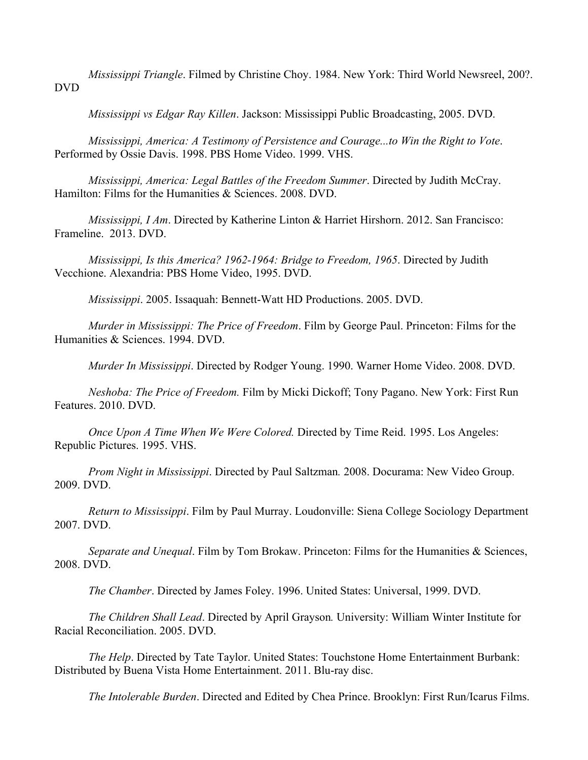*Mississippi Triangle*. Filmed by Christine Choy. 1984. New York: Third World Newsreel, 200?. DVD

*Mississippi vs Edgar Ray Killen*. Jackson: Mississippi Public Broadcasting, 2005. DVD.

*Mississippi, America: A Testimony of Persistence and Courage...to Win the Right to Vote*. Performed by Ossie Davis. 1998. PBS Home Video. 1999. VHS.

*Mississippi, America: Legal Battles of the Freedom Summer*. Directed by Judith McCray. Hamilton: Films for the Humanities & Sciences. 2008. DVD.

*Mississippi, I Am*. Directed by Katherine Linton & Harriet Hirshorn. 2012. San Francisco: Frameline. 2013. DVD.

*Mississippi, Is this America? 1962-1964: Bridge to Freedom, 1965*. Directed by Judith Vecchione. Alexandria: PBS Home Video, 1995. DVD.

*Mississippi*. 2005. Issaquah: Bennett-Watt HD Productions. 2005. DVD.

*Murder in Mississippi: The Price of Freedom*. Film by George Paul. Princeton: Films for the Humanities & Sciences. 1994. DVD.

*Murder In Mississippi*. Directed by Rodger Young. 1990. Warner Home Video. 2008. DVD.

*Neshoba: The Price of Freedom.* Film by Micki Dickoff; Tony Pagano. New York: First Run Features. 2010. DVD.

*Once Upon A Time When We Were Colored.* Directed by Time Reid. 1995. Los Angeles: Republic Pictures. 1995. VHS.

*Prom Night in Mississippi*. Directed by Paul Saltzman. 2008. Docurama: New Video Group. 2009. DVD.

*Return to Mississippi*. Film by Paul Murray. Loudonville: Siena College Sociology Department 2007. DVD.

*Separate and Unequal*. Film by Tom Brokaw. Princeton: Films for the Humanities & Sciences, 2008. DVD.

*The Chamber*. Directed by James Foley. 1996. United States: Universal, 1999. DVD.

*The Children Shall Lead*. Directed by April Grayson. University: William Winter Institute for Racial Reconciliation. 2005. DVD.

*The Help*. Directed by Tate Taylor. United States: Touchstone Home Entertainment Burbank: Distributed by Buena Vista Home Entertainment. 2011. Blu-ray disc.

*The Intolerable Burden*. Directed and Edited by Chea Prince. Brooklyn: First Run/Icarus Films.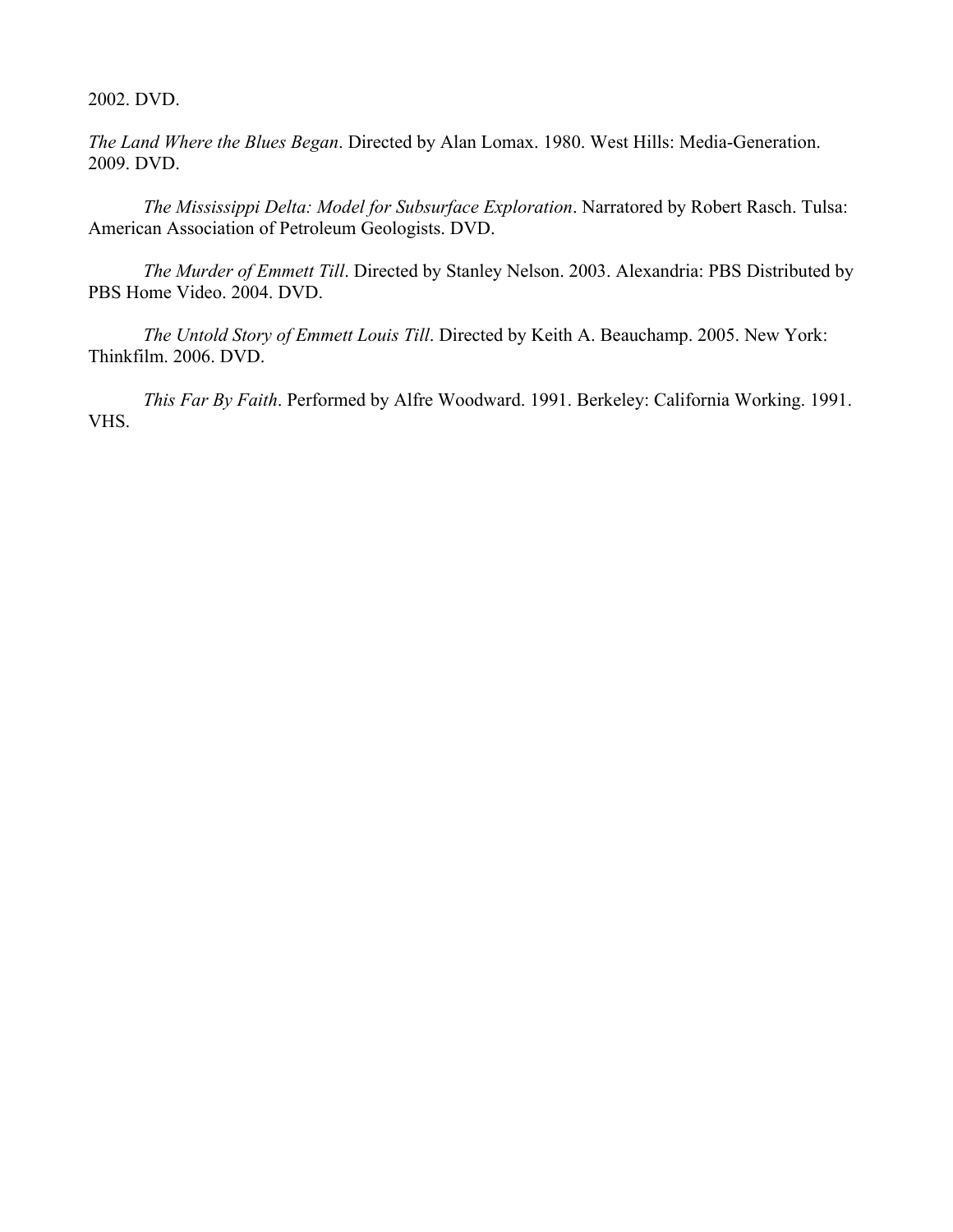2002. DVD.

*The Land Where the Blues Began*. Directed by Alan Lomax. 1980. West Hills: Media-Generation. 2009. DVD.

*The Mississippi Delta: Model for Subsurface Exploration*. Narratored by Robert Rasch. Tulsa: American Association of Petroleum Geologists. DVD.

*The Murder of Emmett Till*. Directed by Stanley Nelson. 2003. Alexandria: PBS Distributed by PBS Home Video. 2004. DVD.

*The Untold Story of Emmett Louis Till*. Directed by Keith A. Beauchamp. 2005. New York: Thinkfilm. 2006. DVD.

*This Far By Faith*. Performed by Alfre Woodward. 1991. Berkeley: California Working. 1991. VHS.